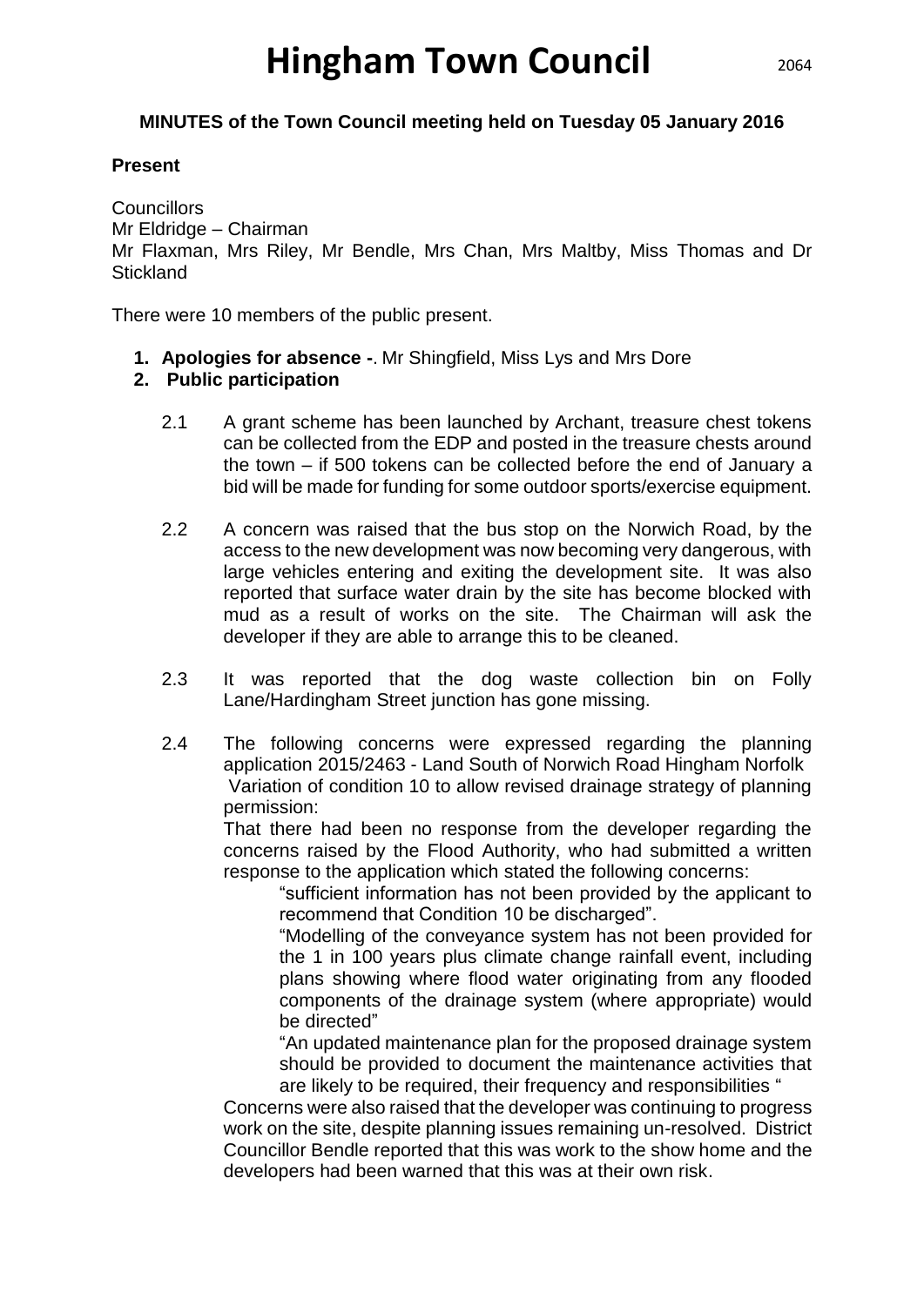# Hingham Town Council

## MINUTES of the Town Council meeting held on Tuesday 05 January 2016

**Present**

Councillors
Mr Eldridge – Chairman
Mr Flaxman, Mrs Riley, Mr Bendle, Mrs Chan, Mrs Maltby, Miss Thomas and Dr Stickland

There were 10 members of the public present.

1. **Apologies for absence -**. Mr Shingfield, Miss Lys and Mrs Dore
2. **Public participation**

   2.1 A grant scheme has been launched by Archant, treasure chest tokens can be collected from the EDP and posted in the treasure chests around the town – if 500 tokens can be collected before the end of January a bid will be made for funding for some outdoor sports/exercise equipment.

   2.2 A concern was raised that the bus stop on the Norwich Road, by the access to the new development was now becoming very dangerous, with large vehicles entering and exiting the development site. It was also reported that surface water drain by the site has become blocked with mud as a result of works on the site. The Chairman will ask the developer if they are able to arrange this to be cleaned.

   2.3 It was reported that the dog waste collection bin on Folly Lane/Hardingham Street junction has gone missing.

   2.4 The following concerns were expressed regarding the planning application 2015/2463 - Land South of Norwich Road Hingham Norfolk Variation of condition 10 to allow revised drainage strategy of planning permission:

   That there had been no response from the developer regarding the concerns raised by the Flood Authority, who had submitted a written response to the application which stated the following concerns:

   > "sufficient information has not been provided by the applicant to recommend that Condition 10 be discharged".
   >
   > "Modelling of the conveyance system has not been provided for the 1 in 100 years plus climate change rainfall event, including plans showing where flood water originating from any flooded components of the drainage system (where appropriate) would be directed"
   >
   > "An updated maintenance plan for the proposed drainage system should be provided to document the maintenance activities that are likely to be required, their frequency and responsibilities "

   Concerns were also raised that the developer was continuing to progress work on the site, despite planning issues remaining un-resolved. District Councillor Bendle reported that this was work to the show home and the developers had been warned that this was at their own risk.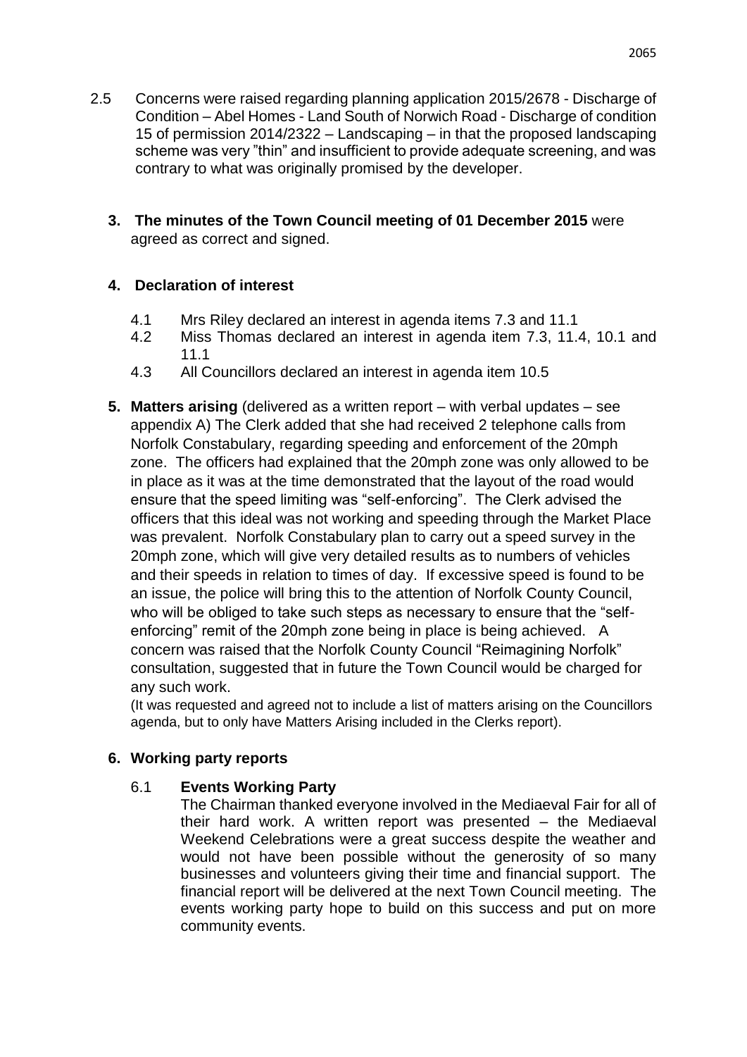2.5 Concerns were raised regarding planning application 2015/2678 - Discharge of Condition – Abel Homes - Land South of Norwich Road - Discharge of condition 15 of permission 2014/2322 – Landscaping – in that the proposed landscaping scheme was very "thin" and insufficient to provide adequate screening, and was contrary to what was originally promised by the developer.

**3. The minutes of the Town Council meeting of 01 December 2015** were agreed as correct and signed.

**4. Declaration of interest**

4.1 Mrs Riley declared an interest in agenda items 7.3 and 11.1

4.2 Miss Thomas declared an interest in agenda item 7.3, 11.4, 10.1 and 11.1

4.3 All Councillors declared an interest in agenda item 10.5

**5. Matters arising** (delivered as a written report – with verbal updates – see appendix A) The Clerk added that she had received 2 telephone calls from Norfolk Constabulary, regarding speeding and enforcement of the 20mph zone. The officers had explained that the 20mph zone was only allowed to be in place as it was at the time demonstrated that the layout of the road would ensure that the speed limiting was "self-enforcing". The Clerk advised the officers that this ideal was not working and speeding through the Market Place was prevalent. Norfolk Constabulary plan to carry out a speed survey in the 20mph zone, which will give very detailed results as to numbers of vehicles and their speeds in relation to times of day. If excessive speed is found to be an issue, the police will bring this to the attention of Norfolk County Council, who will be obliged to take such steps as necessary to ensure that the "self-enforcing" remit of the 20mph zone being in place is being achieved. A concern was raised that the Norfolk County Council "Reimagining Norfolk" consultation, suggested that in future the Town Council would be charged for any such work.

(It was requested and agreed not to include a list of matters arising on the Councillors agenda, but to only have Matters Arising included in the Clerks report).

**6. Working party reports**

6.1 **Events Working Party**

The Chairman thanked everyone involved in the Mediaeval Fair for all of their hard work. A written report was presented – the Mediaeval Weekend Celebrations were a great success despite the weather and would not have been possible without the generosity of so many businesses and volunteers giving their time and financial support. The financial report will be delivered at the next Town Council meeting. The events working party hope to build on this success and put on more community events.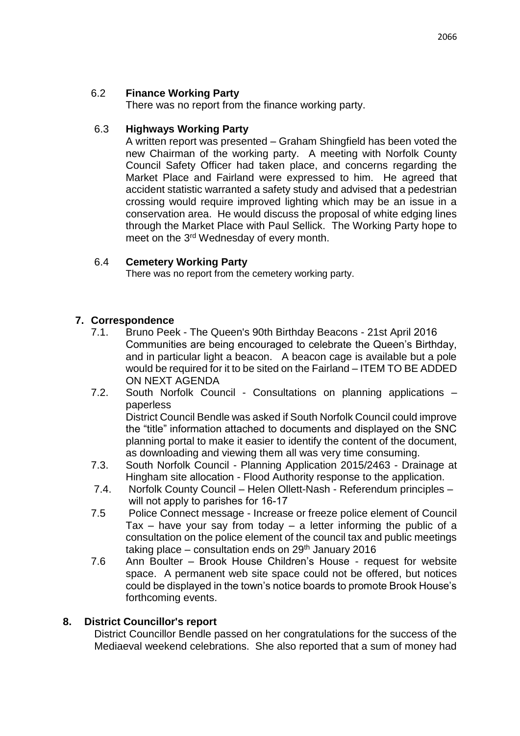6.2 **Finance Working Party**

There was no report from the finance working party.

6.3 **Highways Working Party**

A written report was presented – Graham Shingfield has been voted the new Chairman of the working party. A meeting with Norfolk County Council Safety Officer had taken place, and concerns regarding the Market Place and Fairland were expressed to him. He agreed that accident statistic warranted a safety study and advised that a pedestrian crossing would require improved lighting which may be an issue in a conservation area. He would discuss the proposal of white edging lines through the Market Place with Paul Sellick. The Working Party hope to meet on the 3rd Wednesday of every month.

6.4 **Cemetery Working Party**

There was no report from the cemetery working party.

## 7. Correspondence

7.1. Bruno Peek - The Queen's 90th Birthday Beacons - 21st April 2016
Communities are being encouraged to celebrate the Queen's Birthday, and in particular light a beacon. A beacon cage is available but a pole would be required for it to be sited on the Fairland – ITEM TO BE ADDED ON NEXT AGENDA

7.2. South Norfolk Council - Consultations on planning applications – paperless
District Council Bendle was asked if South Norfolk Council could improve the "title" information attached to documents and displayed on the SNC planning portal to make it easier to identify the content of the document, as downloading and viewing them all was very time consuming.

7.3. South Norfolk Council - Planning Application 2015/2463 - Drainage at Hingham site allocation - Flood Authority response to the application.

7.4. Norfolk County Council – Helen Ollett-Nash - Referendum principles – will not apply to parishes for 16-17

7.5 Police Connect message - Increase or freeze police element of Council Tax – have your say from today – a letter informing the public of a consultation on the police element of the council tax and public meetings taking place – consultation ends on 29th January 2016

7.6 Ann Boulter – Brook House Children's House - request for website space. A permanent web site space could not be offered, but notices could be displayed in the town's notice boards to promote Brook House's forthcoming events.

## 8. District Councillor's report

District Councillor Bendle passed on her congratulations for the success of the Mediaeval weekend celebrations. She also reported that a sum of money had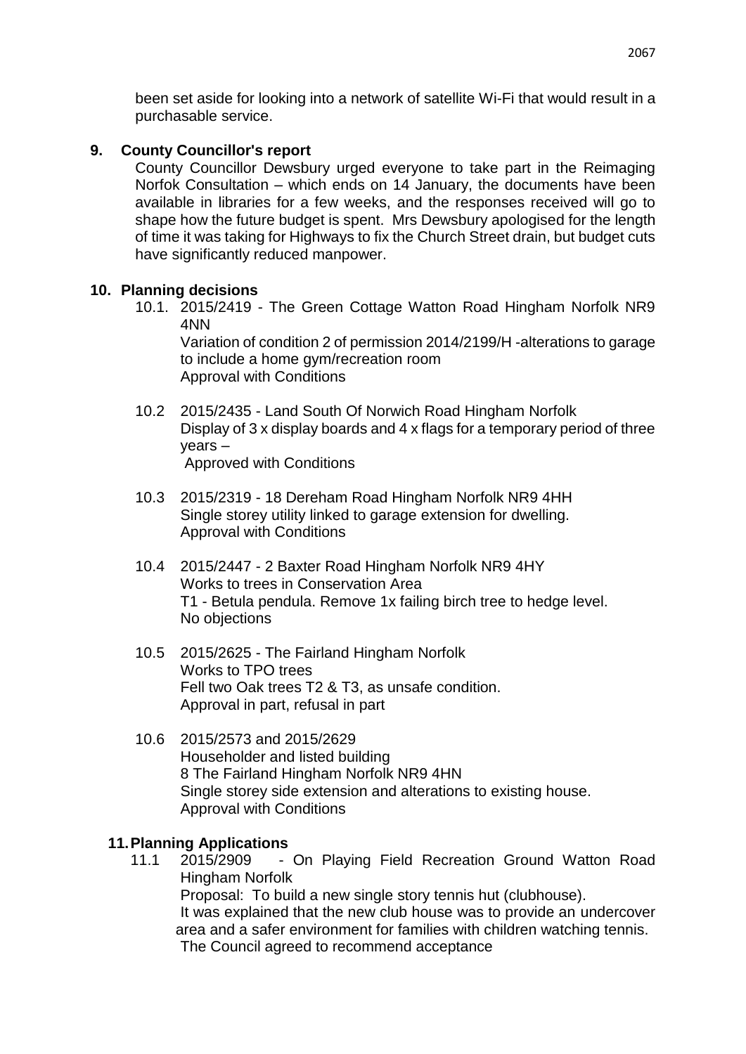been set aside for looking into a network of satellite Wi-Fi that would result in a purchasable service.

## 9. County Councillor's report

County Councillor Dewsbury urged everyone to take part in the Reimaging Norfok Consultation – which ends on 14 January, the documents have been available in libraries for a few weeks, and the responses received will go to shape how the future budget is spent. Mrs Dewsbury apologised for the length of time it was taking for Highways to fix the Church Street drain, but budget cuts have significantly reduced manpower.

## 10. Planning decisions

10.1. 2015/2419 - The Green Cottage Watton Road Hingham Norfolk NR9 4NN
Variation of condition 2 of permission 2014/2199/H -alterations to garage to include a home gym/recreation room
Approval with Conditions

10.2 2015/2435 - Land South Of Norwich Road Hingham Norfolk
Display of 3 x display boards and 4 x flags for a temporary period of three years –
Approved with Conditions

10.3 2015/2319 - 18 Dereham Road Hingham Norfolk NR9 4HH
Single storey utility linked to garage extension for dwelling.
Approval with Conditions

10.4 2015/2447 - 2 Baxter Road Hingham Norfolk NR9 4HY
Works to trees in Conservation Area
T1 - Betula pendula. Remove 1x failing birch tree to hedge level.
No objections

10.5 2015/2625 - The Fairland Hingham Norfolk
Works to TPO trees
Fell two Oak trees T2 & T3, as unsafe condition.
Approval in part, refusal in part

10.6 2015/2573 and 2015/2629
Householder and listed building
8 The Fairland Hingham Norfolk NR9 4HN
Single storey side extension and alterations to existing house.
Approval with Conditions

## 11. Planning Applications

11.1 2015/2909 - On Playing Field Recreation Ground Watton Road Hingham Norfolk
Proposal: To build a new single story tennis hut (clubhouse).
It was explained that the new club house was to provide an undercover area and a safer environment for families with children watching tennis.
The Council agreed to recommend acceptance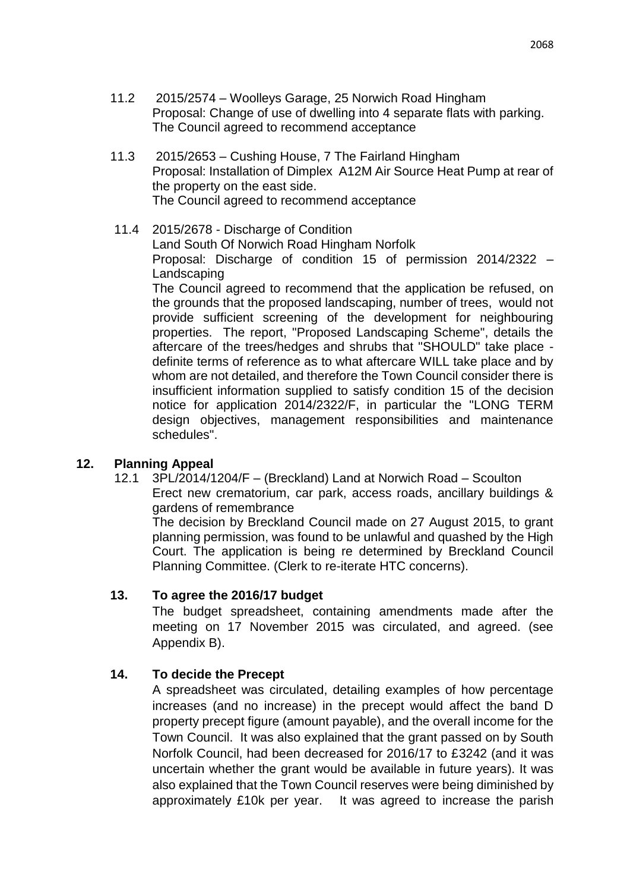11.2 2015/2574 – Woolleys Garage, 25 Norwich Road Hingham
Proposal: Change of use of dwelling into 4 separate flats with parking.
The Council agreed to recommend acceptance

11.3 2015/2653 – Cushing House, 7 The Fairland Hingham
Proposal: Installation of Dimplex A12M Air Source Heat Pump at rear of the property on the east side.
The Council agreed to recommend acceptance

11.4 2015/2678 - Discharge of Condition
Land South Of Norwich Road Hingham Norfolk
Proposal: Discharge of condition 15 of permission 2014/2322 – Landscaping
The Council agreed to recommend that the application be refused, on the grounds that the proposed landscaping, number of trees, would not provide sufficient screening of the development for neighbouring properties. The report, "Proposed Landscaping Scheme", details the aftercare of the trees/hedges and shrubs that "SHOULD" take place - definite terms of reference as to what aftercare WILL take place and by whom are not detailed, and therefore the Town Council consider there is insufficient information supplied to satisfy condition 15 of the decision notice for application 2014/2322/F, in particular the "LONG TERM design objectives, management responsibilities and maintenance schedules".

## 12. Planning Appeal

12.1 3PL/2014/1204/F – (Breckland) Land at Norwich Road – Scoulton
Erect new crematorium, car park, access roads, ancillary buildings & gardens of remembrance
The decision by Breckland Council made on 27 August 2015, to grant planning permission, was found to be unlawful and quashed by the High Court. The application is being re determined by Breckland Council Planning Committee. (Clerk to re-iterate HTC concerns).

## 13. To agree the 2016/17 budget

The budget spreadsheet, containing amendments made after the meeting on 17 November 2015 was circulated, and agreed. (see Appendix B).

## 14. To decide the Precept

A spreadsheet was circulated, detailing examples of how percentage increases (and no increase) in the precept would affect the band D property precept figure (amount payable), and the overall income for the Town Council. It was also explained that the grant passed on by South Norfolk Council, had been decreased for 2016/17 to £3242 (and it was uncertain whether the grant would be available in future years). It was also explained that the Town Council reserves were being diminished by approximately £10k per year. It was agreed to increase the parish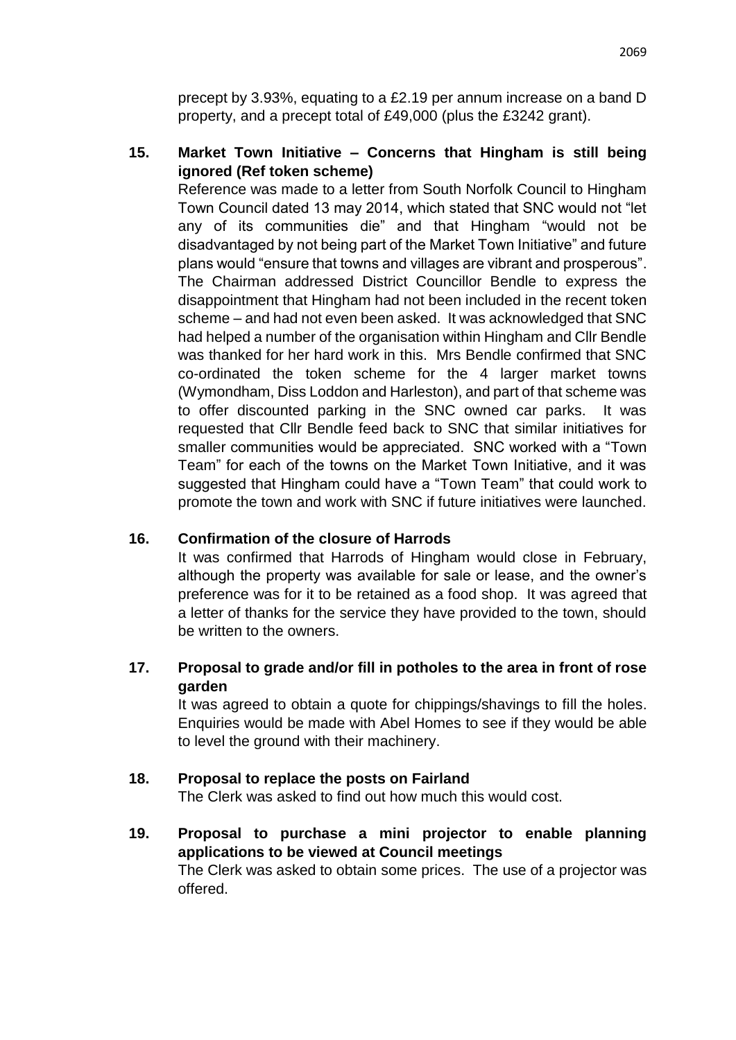precept by 3.93%, equating to a £2.19 per annum increase on a band D property, and a precept total of £49,000 (plus the £3242 grant).

**15. Market Town Initiative – Concerns that Hingham is still being ignored (Ref token scheme)**

Reference was made to a letter from South Norfolk Council to Hingham Town Council dated 13 may 2014, which stated that SNC would not "let any of its communities die" and that Hingham "would not be disadvantaged by not being part of the Market Town Initiative" and future plans would "ensure that towns and villages are vibrant and prosperous". The Chairman addressed District Councillor Bendle to express the disappointment that Hingham had not been included in the recent token scheme – and had not even been asked. It was acknowledged that SNC had helped a number of the organisation within Hingham and Cllr Bendle was thanked for her hard work in this. Mrs Bendle confirmed that SNC co-ordinated the token scheme for the 4 larger market towns (Wymondham, Diss Loddon and Harleston), and part of that scheme was to offer discounted parking in the SNC owned car parks. It was requested that Cllr Bendle feed back to SNC that similar initiatives for smaller communities would be appreciated. SNC worked with a "Town Team" for each of the towns on the Market Town Initiative, and it was suggested that Hingham could have a "Town Team" that could work to promote the town and work with SNC if future initiatives were launched.

**16. Confirmation of the closure of Harrods**

It was confirmed that Harrods of Hingham would close in February, although the property was available for sale or lease, and the owner's preference was for it to be retained as a food shop. It was agreed that a letter of thanks for the service they have provided to the town, should be written to the owners.

**17. Proposal to grade and/or fill in potholes to the area in front of rose garden**

It was agreed to obtain a quote for chippings/shavings to fill the holes. Enquiries would be made with Abel Homes to see if they would be able to level the ground with their machinery.

**18. Proposal to replace the posts on Fairland**

The Clerk was asked to find out how much this would cost.

**19. Proposal to purchase a mini projector to enable planning applications to be viewed at Council meetings**

The Clerk was asked to obtain some prices. The use of a projector was offered.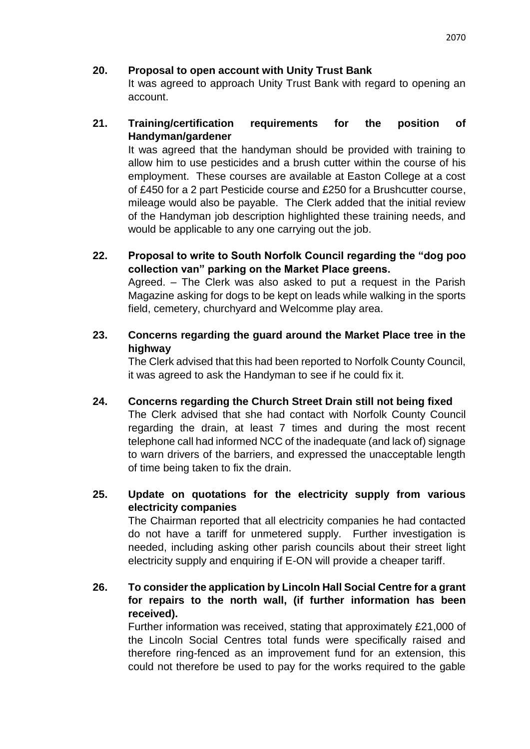**20. Proposal to open account with Unity Trust Bank**

It was agreed to approach Unity Trust Bank with regard to opening an account.

**21. Training/certification requirements for the position of Handyman/gardener**

It was agreed that the handyman should be provided with training to allow him to use pesticides and a brush cutter within the course of his employment. These courses are available at Easton College at a cost of £450 for a 2 part Pesticide course and £250 for a Brushcutter course, mileage would also be payable. The Clerk added that the initial review of the Handyman job description highlighted these training needs, and would be applicable to any one carrying out the job.

**22. Proposal to write to South Norfolk Council regarding the "dog poo collection van" parking on the Market Place greens.**

Agreed. – The Clerk was also asked to put a request in the Parish Magazine asking for dogs to be kept on leads while walking in the sports field, cemetery, churchyard and Welcomme play area.

**23. Concerns regarding the guard around the Market Place tree in the highway**

The Clerk advised that this had been reported to Norfolk County Council, it was agreed to ask the Handyman to see if he could fix it.

**24. Concerns regarding the Church Street Drain still not being fixed**

The Clerk advised that she had contact with Norfolk County Council regarding the drain, at least 7 times and during the most recent telephone call had informed NCC of the inadequate (and lack of) signage to warn drivers of the barriers, and expressed the unacceptable length of time being taken to fix the drain.

**25. Update on quotations for the electricity supply from various electricity companies**

The Chairman reported that all electricity companies he had contacted do not have a tariff for unmetered supply. Further investigation is needed, including asking other parish councils about their street light electricity supply and enquiring if E-ON will provide a cheaper tariff.

**26. To consider the application by Lincoln Hall Social Centre for a grant for repairs to the north wall, (if further information has been received).**

Further information was received, stating that approximately £21,000 of the Lincoln Social Centres total funds were specifically raised and therefore ring-fenced as an improvement fund for an extension, this could not therefore be used to pay for the works required to the gable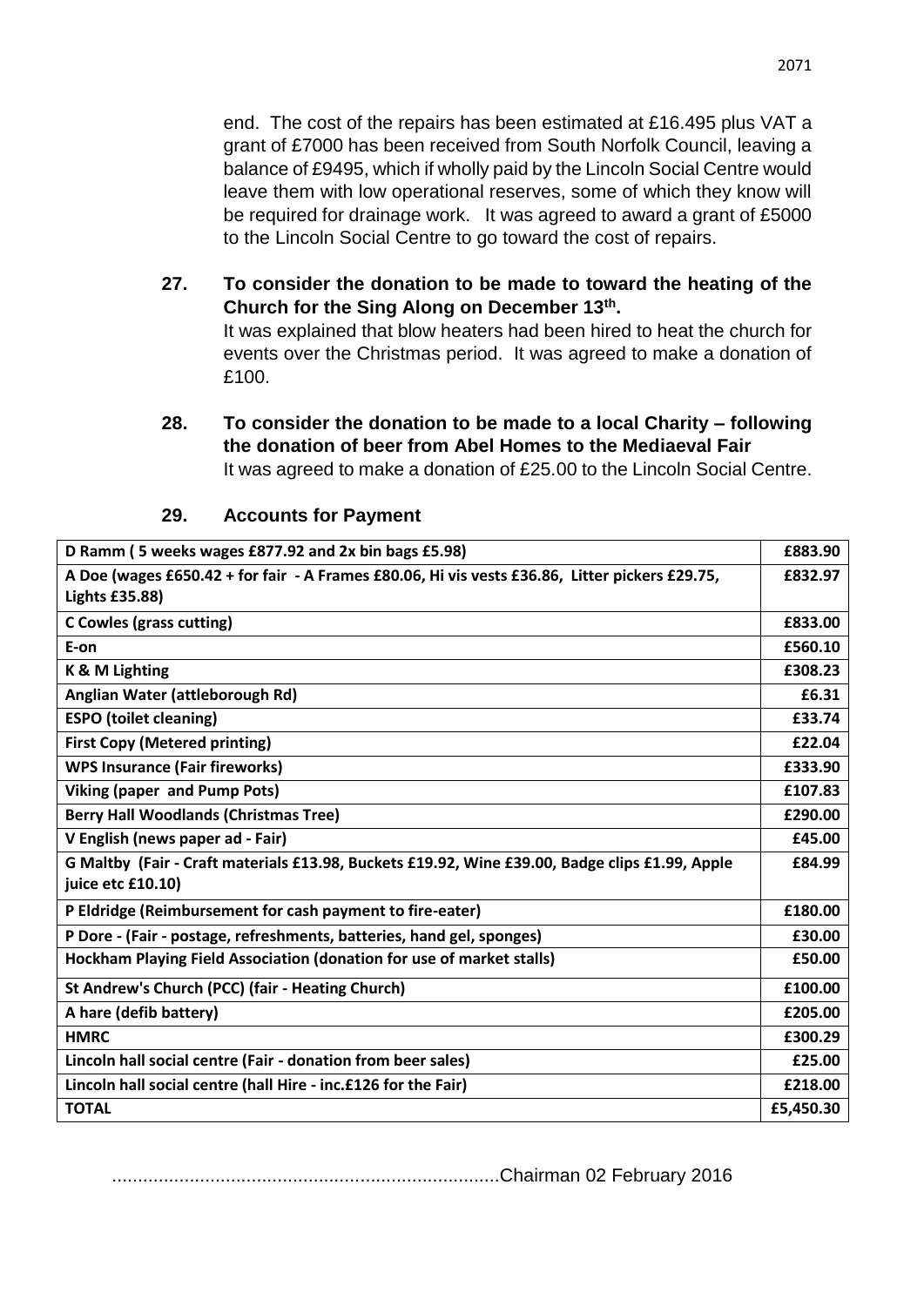end. The cost of the repairs has been estimated at £16.495 plus VAT a grant of £7000 has been received from South Norfolk Council, leaving a balance of £9495, which if wholly paid by the Lincoln Social Centre would leave them with low operational reserves, some of which they know will be required for drainage work. It was agreed to award a grant of £5000 to the Lincoln Social Centre to go toward the cost of repairs.

**27. To consider the donation to be made to toward the heating of the Church for the Sing Along on December 13th.**

It was explained that blow heaters had been hired to heat the church for events over the Christmas period. It was agreed to make a donation of £100.

**28. To consider the donation to be made to a local Charity – following the donation of beer from Abel Homes to the Mediaeval Fair**

It was agreed to make a donation of £25.00 to the Lincoln Social Centre.

**29. Accounts for Payment**

| | |
|---|---|
| **D Ramm ( 5 weeks wages £877.92 and 2x bin bags £5.98)** | **£883.90** |
| **A Doe (wages £650.42 + for fair - A Frames £80.06, Hi vis vests £36.86, Litter pickers £29.75, Lights £35.88)** | **£832.97** |
| **C Cowles (grass cutting)** | **£833.00** |
| **E-on** | **£560.10** |
| **K & M Lighting** | **£308.23** |
| **Anglian Water (attleborough Rd)** | **£6.31** |
| **ESPO (toilet cleaning)** | **£33.74** |
| **First Copy (Metered printing)** | **£22.04** |
| **WPS Insurance (Fair fireworks)** | **£333.90** |
| **Viking (paper and Pump Pots)** | **£107.83** |
| **Berry Hall Woodlands (Christmas Tree)** | **£290.00** |
| **V English (news paper ad - Fair)** | **£45.00** |
| **G Maltby (Fair - Craft materials £13.98, Buckets £19.92, Wine £39.00, Badge clips £1.99, Apple juice etc £10.10)** | **£84.99** |
| **P Eldridge (Reimbursement for cash payment to fire-eater)** | **£180.00** |
| **P Dore - (Fair - postage, refreshments, batteries, hand gel, sponges)** | **£30.00** |
| **Hockham Playing Field Association (donation for use of market stalls)** | **£50.00** |
| **St Andrew's Church (PCC) (fair - Heating Church)** | **£100.00** |
| **A hare (defib battery)** | **£205.00** |
| **HMRC** | **£300.29** |
| **Lincoln hall social centre (Fair - donation from beer sales)** | **£25.00** |
| **Lincoln hall social centre (hall Hire - inc.£126 for the Fair)** | **£218.00** |
| **TOTAL** | **£5,450.30** |

..........................................................................Chairman 02 February 2016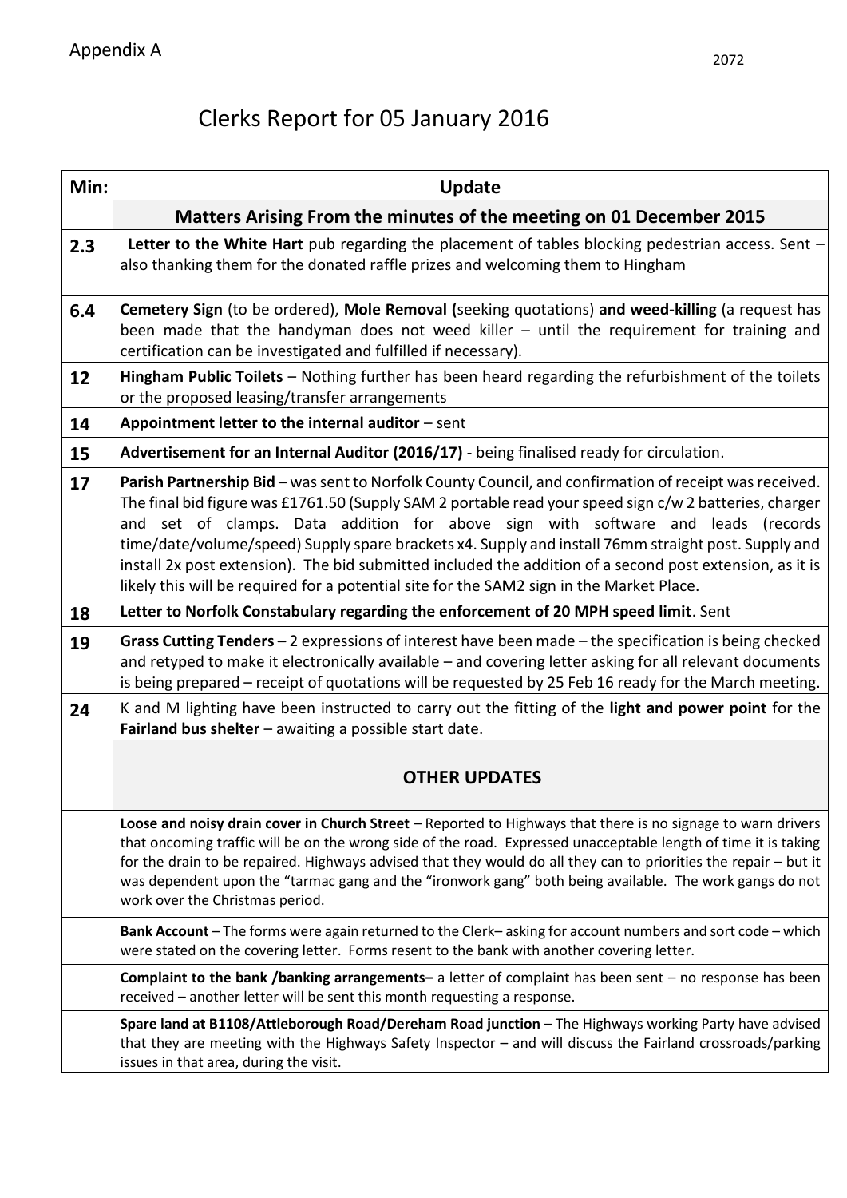Appendix A

# Clerks Report for 05 January 2016

| Min: | Update |
|---|---|
| | **Matters Arising From the minutes of the meeting on 01 December 2015** |
| **2.3** | **Letter to the White Hart** pub regarding the placement of tables blocking pedestrian access. Sent – also thanking them for the donated raffle prizes and welcoming them to Hingham |
| **6.4** | **Cemetery Sign** (to be ordered), **Mole Removal (**seeking quotations) **and weed-killing** (a request has been made that the handyman does not weed killer – until the requirement for training and certification can be investigated and fulfilled if necessary). |
| **12** | **Hingham Public Toilets** – Nothing further has been heard regarding the refurbishment of the toilets or the proposed leasing/transfer arrangements |
| **14** | **Appointment letter to the internal auditor** – sent |
| **15** | **Advertisement for an Internal Auditor (2016/17)** - being finalised ready for circulation. |
| **17** | **Parish Partnership Bid –** was sent to Norfolk County Council, and confirmation of receipt was received. The final bid figure was £1761.50 (Supply SAM 2 portable read your speed sign c/w 2 batteries, charger and set of clamps. Data addition for above sign with software and leads (records time/date/volume/speed) Supply spare brackets x4. Supply and install 76mm straight post. Supply and install 2x post extension). The bid submitted included the addition of a second post extension, as it is likely this will be required for a potential site for the SAM2 sign in the Market Place. |
| **18** | **Letter to Norfolk Constabulary regarding the enforcement of 20 MPH speed limit**. Sent |
| **19** | **Grass Cutting Tenders –** 2 expressions of interest have been made – the specification is being checked and retyped to make it electronically available – and covering letter asking for all relevant documents is being prepared – receipt of quotations will be requested by 25 Feb 16 ready for the March meeting. |
| **24** | K and M lighting have been instructed to carry out the fitting of the **light and power point** for the **Fairland bus shelter** – awaiting a possible start date. |
| | **OTHER UPDATES** |
| | **Loose and noisy drain cover in Church Street** – Reported to Highways that there is no signage to warn drivers that oncoming traffic will be on the wrong side of the road. Expressed unacceptable length of time it is taking for the drain to be repaired. Highways advised that they would do all they can to priorities the repair – but it was dependent upon the "tarmac gang and the "ironwork gang" both being available. The work gangs do not work over the Christmas period. |
| | **Bank Account** – The forms were again returned to the Clerk– asking for account numbers and sort code – which were stated on the covering letter. Forms resent to the bank with another covering letter. |
| | **Complaint to the bank /banking arrangements–** a letter of complaint has been sent – no response has been received – another letter will be sent this month requesting a response. |
| | **Spare land at B1108/Attleborough Road/Dereham Road junction** – The Highways working Party have advised that they are meeting with the Highways Safety Inspector – and will discuss the Fairland crossroads/parking issues in that area, during the visit. |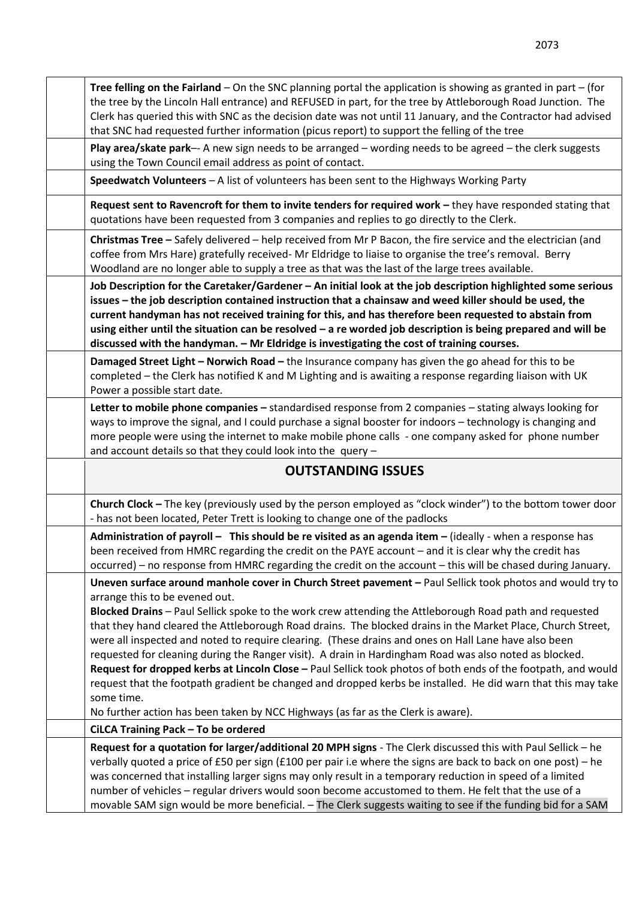| | |
|---|---|
| | **Tree felling on the Fairland** – On the SNC planning portal the application is showing as granted in part – (for the tree by the Lincoln Hall entrance) and REFUSED in part, for the tree by Attleborough Road Junction. The Clerk has queried this with SNC as the decision date was not until 11 January, and the Contractor had advised that SNC had requested further information (picus report) to support the felling of the tree |
| | **Play area/skate park**–- A new sign needs to be arranged – wording needs to be agreed – the clerk suggests using the Town Council email address as point of contact. |
| | **Speedwatch Volunteers** – A list of volunteers has been sent to the Highways Working Party |
| | **Request sent to Ravencroft for them to invite tenders for required work –** they have responded stating that quotations have been requested from 3 companies and replies to go directly to the Clerk. |
| | **Christmas Tree –** Safely delivered – help received from Mr P Bacon, the fire service and the electrician (and coffee from Mrs Hare) gratefully received- Mr Eldridge to liaise to organise the tree's removal. Berry Woodland are no longer able to supply a tree as that was the last of the large trees available. |
| | **Job Description for the Caretaker/Gardener – An initial look at the job description highlighted some serious issues – the job description contained instruction that a chainsaw and weed killer should be used, the current handyman has not received training for this, and has therefore been requested to abstain from using either until the situation can be resolved – a re worded job description is being prepared and will be discussed with the handyman. – Mr Eldridge is investigating the cost of training courses.** |
| | **Damaged Street Light – Norwich Road –** the Insurance company has given the go ahead for this to be completed – the Clerk has notified K and M Lighting and is awaiting a response regarding liaison with UK Power a possible start date. |
| | **Letter to mobile phone companies –** standardised response from 2 companies – stating always looking for ways to improve the signal, and I could purchase a signal booster for indoors – technology is changing and more people were using the internet to make mobile phone calls - one company asked for phone number and account details so that they could look into the query – |
| | **OUTSTANDING ISSUES** |
| | **Church Clock –** The key (previously used by the person employed as "clock winder") to the bottom tower door - has not been located, Peter Trett is looking to change one of the padlocks |
| | **Administration of payroll – This should be re visited as an agenda item –** (ideally - when a response has been received from HMRC regarding the credit on the PAYE account – and it is clear why the credit has occurred) – no response from HMRC regarding the credit on the account – this will be chased during January. |
| | **Uneven surface around manhole cover in Church Street pavement –** Paul Sellick took photos and would try to arrange this to be evened out.<br>**Blocked Drains** – Paul Sellick spoke to the work crew attending the Attleborough Road path and requested that they hand cleared the Attleborough Road drains. The blocked drains in the Market Place, Church Street, were all inspected and noted to require clearing. (These drains and ones on Hall Lane have also been requested for cleaning during the Ranger visit). A drain in Hardingham Road was also noted as blocked.<br>**Request for dropped kerbs at Lincoln Close –** Paul Sellick took photos of both ends of the footpath, and would request that the footpath gradient be changed and dropped kerbs be installed. He did warn that this may take some time.<br>No further action has been taken by NCC Highways (as far as the Clerk is aware). |
| | **CiLCA Training Pack – To be ordered** |
| | **Request for a quotation for larger/additional 20 MPH signs** - The Clerk discussed this with Paul Sellick – he verbally quoted a price of £50 per sign (£100 per pair i.e where the signs are back to back on one post) – he was concerned that installing larger signs may only result in a temporary reduction in speed of a limited number of vehicles – regular drivers would soon become accustomed to them. He felt that the use of a movable SAM sign would be more beneficial. – The Clerk suggests waiting to see if the funding bid for a SAM |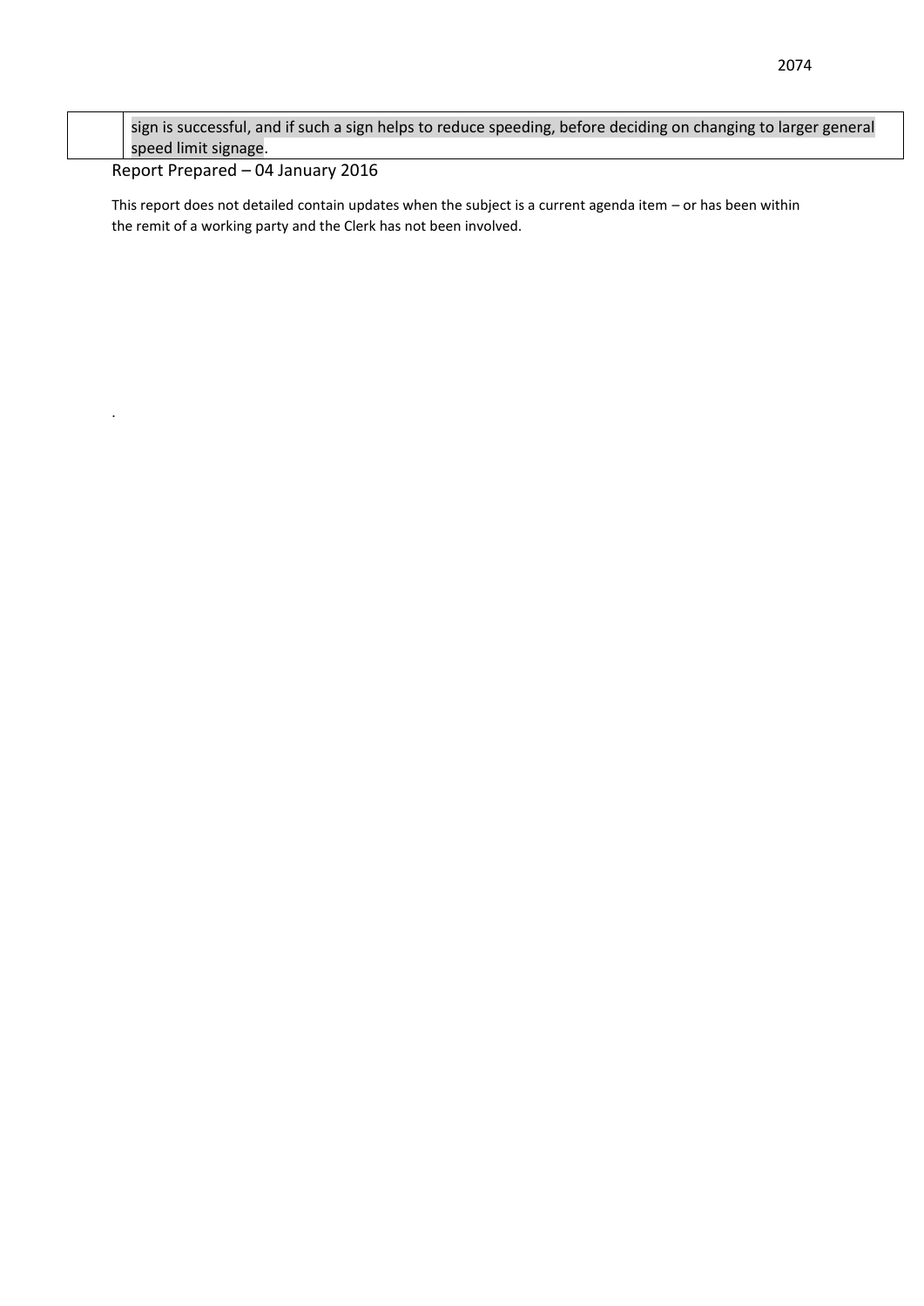| | sign is successful, and if such a sign helps to reduce speeding, before deciding on changing to larger general speed limit signage. |
|---|---|

Report Prepared – 04 January 2016

This report does not detailed contain updates when the subject is a current agenda item – or has been within the remit of a working party and the Clerk has not been involved.

.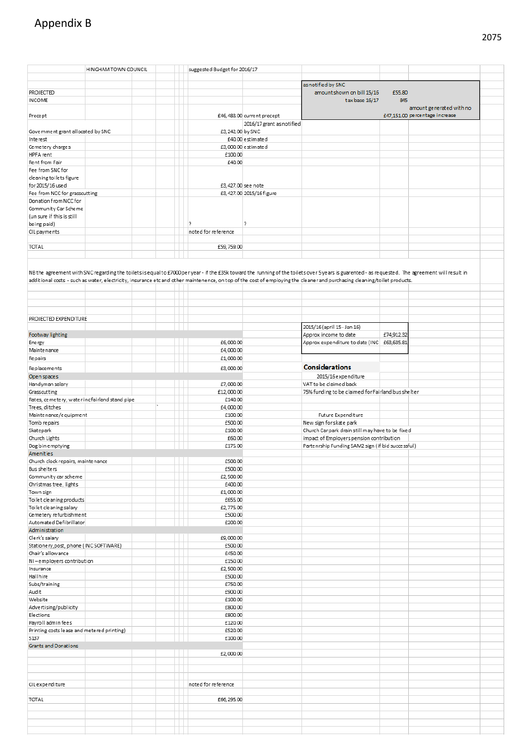# Appendix B

2075

HINGHAM TOWN COUNCIL — suggested Budget for 2016/17

| | | |
|---|---|---|
| as notified by SNC | | |
| amount shown on bill 15/16 | £55.80 | |
| tax base 16/17 | 845 | |
| | | amount generated with no |
| | £47,151.00 | percentage increase |

**PROJECTED INCOME**

| | | |
|---|---|---|
| Precept | £46,483.00 | current precept |
| | | 2016/17 grant as notified |
| Government grant allocated by SNC | £3,242.00 | by SNC |
| Interest | £40.00 | estimated |
| Cemetery charges | £3,000.00 | estimated |
| HPFA rent | £100.00 | |
| Rent from Fair | £40.00 | |
| Fee from SNC for cleaning toilets figure for 2015/16 used | £3,427.00 | see note |
| Fee from NCC for grasscutting | £3,427.00 | 2015/16 figure |
| Donation from NCC for Community Car Scheme (un sure if this is still being paid) | ? | ? |
| CIL payments | noted for reference | |
| TOTAL | £59,759.00 | |

NB the agreement with SNC regarding the toilets is equal to £7000 per year - if the £35k toward the running of the toilets over 5 years is guarented - as requested. The agreement will result in additional costs - such as water, electricity, insurance etc and other maintenence, on top of the cost of employing the cleaner and purchasing cleaning/toilet products.

**PROJECTED EXPENDITURE**

| | |
|---|---|
| 2015/16 (april 15 - Jan 16) | |
| Approx income to date | £74,912.32 |
| Approx expenditure to date (INC | £63,635.81 |

| | |
|---|---|
| **Footway lighting** | |
| Energy | £6,000.00 |
| Maintenance | £4,000.00 |
| Repairs | £1,000.00 |
| Replacements | £3,000.00 |
| **Open spaces** | |
| Handyman salary | £7,000.00 |
| Grasscutting | £12,000.00 |
| Rates, cemetery, water in cfairland stand pipe | £140.00 |
| Trees, ditches | £4,000.00 |
| Maintenence/equipment | £100.00 |
| Tomb repairs | £500.00 |
| Skatepark | £100.00 |
| Church Lights | £60.00 |
| Dog bin emptying | £175.00 |
| **Amenities** | |
| Church clock repairs, maintenance | £500.00 |
| Bus shelters | £500.00 |
| Community car scheme | £2,500.00 |
| Christmas tree, lights | £400.00 |
| Town sign | £1,000.00 |
| Toilet cleaning products | £655.00 |
| Toilet cleaning salary | £2,775.00 |
| Cemetery refurbishment | £500.00 |
| Automated Defibrillator | £200.00 |
| **Administration** | |
| Clerk's salary | £9,000.00 |
| Stationery, post, phone ( INC SOFTWARE) | £500.00 |
| Chair's allowance | £450.00 |
| NI – employers contribution | £150.00 |
| Insurance | £2,500.00 |
| Hall hire | £500.00 |
| Subs/training | £750.00 |
| Audit | £900.00 |
| Website | £100.00 |
| Advertising/publicity | £800.00 |
| Elections | £800.00 |
| Payroll admin fees | £120.00 |
| Printing costs lease and metered printing) | £520.00 |
| S137 | £100.00 |
| **Grants and Donations** | |
| | £2,000.00 |
| CIL expenditure | noted for reference |
| TOTAL | £66,295.00 |

### Considerations

2015/16 expenditure

- VAT to be claimed back
- 75% funding to be claimed for Fairland bus shelter

Future Expenditure

- New sign for skate park
- Church Carpark drain still may have to be fixed
- impact of Employers pension contribution
- Partenrship Funding SAM2 sign (if bid successful)